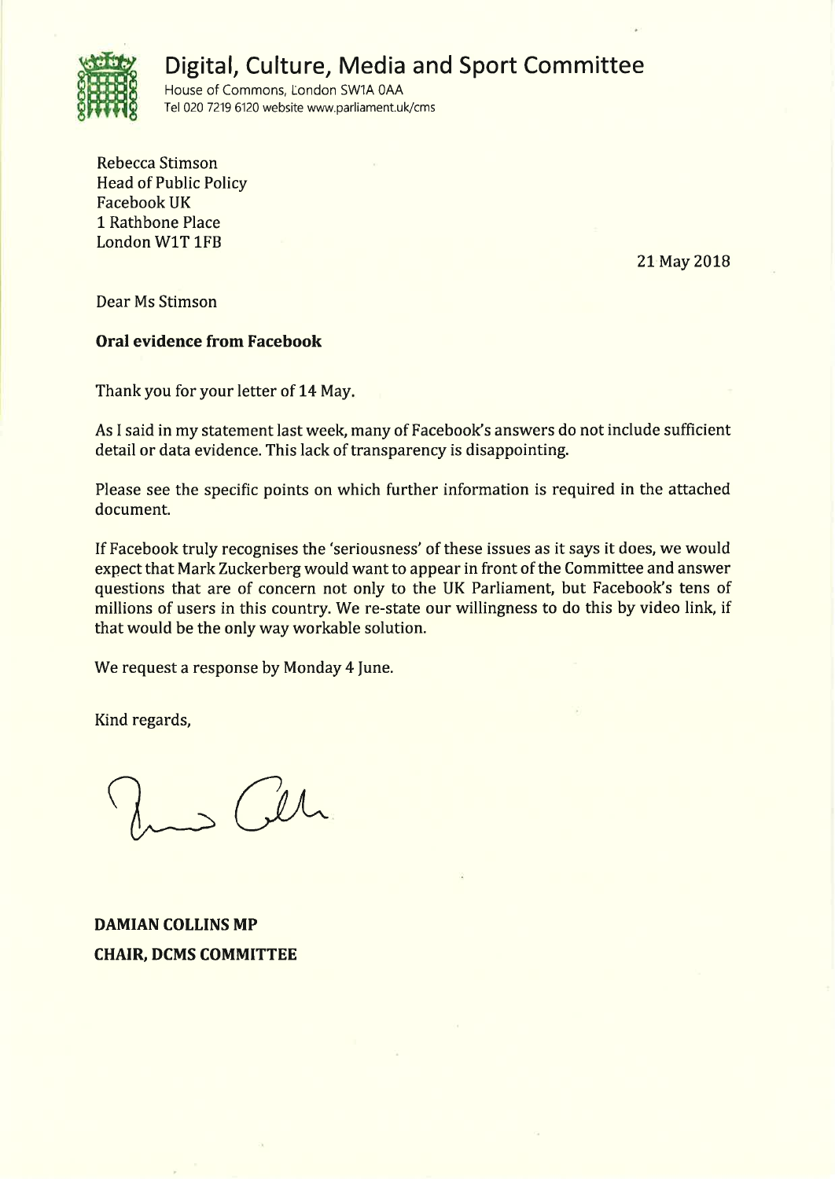# Digital, Culture, Media and Sport Committee

House of Commons, London SW1A 0AA
Tel 020 7219 6120 website www.parliament.uk/cms

Rebecca Stimson
Head of Public Policy
Facebook UK
1 Rathbone Place
London W1T 1FB

21 May 2018

Dear Ms Stimson

**Oral evidence from Facebook**

Thank you for your letter of 14 May.

As I said in my statement last week, many of Facebook's answers do not include sufficient detail or data evidence. This lack of transparency is disappointing.

Please see the specific points on which further information is required in the attached document.

If Facebook truly recognises the 'seriousness' of these issues as it says it does, we would expect that Mark Zuckerberg would want to appear in front of the Committee and answer questions that are of concern not only to the UK Parliament, but Facebook's tens of millions of users in this country. We re-state our willingness to do this by video link, if that would be the only way workable solution.

We request a response by Monday 4 June.

Kind regards,

**DAMIAN COLLINS MP**
**CHAIR, DCMS COMMITTEE**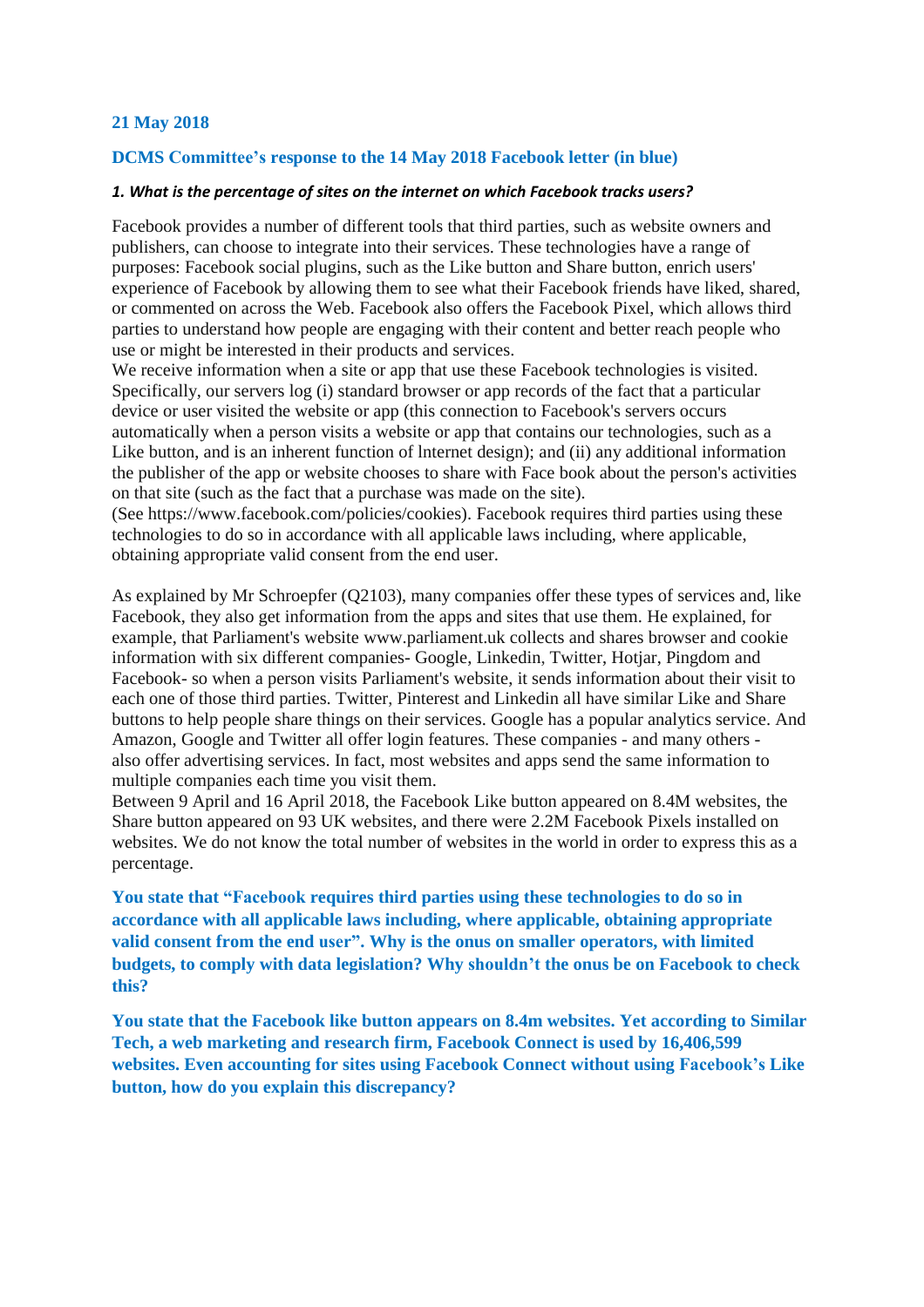**21 May 2018**

**DCMS Committee's response to the 14 May 2018 Facebook letter (in blue)**

***1. What is the percentage of sites on the internet on which Facebook tracks users?***

Facebook provides a number of different tools that third parties, such as website owners and publishers, can choose to integrate into their services. These technologies have a range of purposes: Facebook social plugins, such as the Like button and Share button, enrich users' experience of Facebook by allowing them to see what their Facebook friends have liked, shared, or commented on across the Web. Facebook also offers the Facebook Pixel, which allows third parties to understand how people are engaging with their content and better reach people who use or might be interested in their products and services.
We receive information when a site or app that use these Facebook technologies is visited. Specifically, our servers log (i) standard browser or app records of the fact that a particular device or user visited the website or app (this connection to Facebook's servers occurs automatically when a person visits a website or app that contains our technologies, such as a Like button, and is an inherent function of lnternet design); and (ii) any additional information the publisher of the app or website chooses to share with Face book about the person's activities on that site (such as the fact that a purchase was made on the site).
(See https://www.facebook.com/policies/cookies). Facebook requires third parties using these technologies to do so in accordance with all applicable laws including, where applicable, obtaining appropriate valid consent from the end user.

As explained by Mr Schroepfer (Q2103), many companies offer these types of services and, like Facebook, they also get information from the apps and sites that use them. He explained, for example, that Parliament's website www.parliament.uk collects and shares browser and cookie information with six different companies- Google, Linkedin, Twitter, Hotjar, Pingdom and Facebook- so when a person visits Parliament's website, it sends information about their visit to each one of those third parties. Twitter, Pinterest and Linkedin all have similar Like and Share buttons to help people share things on their services. Google has a popular analytics service. And Amazon, Google and Twitter all offer login features. These companies - and many others - also offer advertising services. In fact, most websites and apps send the same information to multiple companies each time you visit them.
Between 9 April and 16 April 2018, the Facebook Like button appeared on 8.4M websites, the Share button appeared on 93 UK websites, and there were 2.2M Facebook Pixels installed on websites. We do not know the total number of websites in the world in order to express this as a percentage.

**You state that "Facebook requires third parties using these technologies to do so in accordance with all applicable laws including, where applicable, obtaining appropriate valid consent from the end user". Why is the onus on smaller operators, with limited budgets, to comply with data legislation? Why shouldn't the onus be on Facebook to check this?**

**You state that the Facebook like button appears on 8.4m websites. Yet according to Similar Tech, a web marketing and research firm, Facebook Connect is used by 16,406,599 websites. Even accounting for sites using Facebook Connect without using Facebook's Like button, how do you explain this discrepancy?**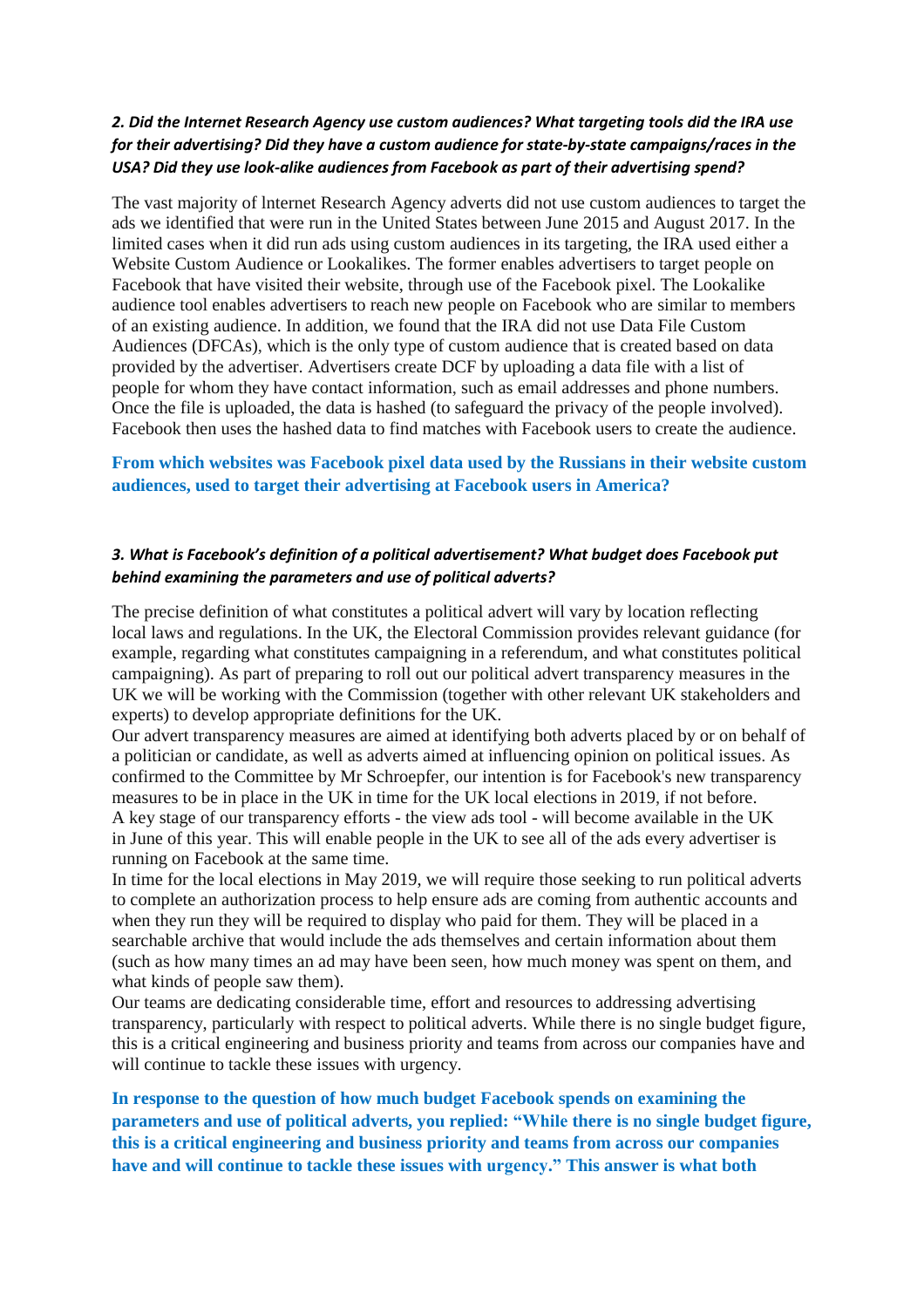***2. Did the Internet Research Agency use custom audiences? What targeting tools did the IRA use for their advertising? Did they have a custom audience for state-by-state campaigns/races in the USA? Did they use look-alike audiences from Facebook as part of their advertising spend?***

The vast majority of lnternet Research Agency adverts did not use custom audiences to target the ads we identified that were run in the United States between June 2015 and August 2017. In the limited cases when it did run ads using custom audiences in its targeting, the IRA used either a Website Custom Audience or Lookalikes. The former enables advertisers to target people on Facebook that have visited their website, through use of the Facebook pixel. The Lookalike audience tool enables advertisers to reach new people on Facebook who are similar to members of an existing audience. In addition, we found that the IRA did not use Data File Custom Audiences (DFCAs), which is the only type of custom audience that is created based on data provided by the advertiser. Advertisers create DCF by uploading a data file with a list of people for whom they have contact information, such as email addresses and phone numbers. Once the file is uploaded, the data is hashed (to safeguard the privacy of the people involved). Facebook then uses the hashed data to find matches with Facebook users to create the audience.

**From which websites was Facebook pixel data used by the Russians in their website custom audiences, used to target their advertising at Facebook users in America?**

***3. What is Facebook's definition of a political advertisement? What budget does Facebook put behind examining the parameters and use of political adverts?***

The precise definition of what constitutes a political advert will vary by location reflecting local laws and regulations. In the UK, the Electoral Commission provides relevant guidance (for example, regarding what constitutes campaigning in a referendum, and what constitutes political campaigning). As part of preparing to roll out our political advert transparency measures in the UK we will be working with the Commission (together with other relevant UK stakeholders and experts) to develop appropriate definitions for the UK.

Our advert transparency measures are aimed at identifying both adverts placed by or on behalf of a politician or candidate, as well as adverts aimed at influencing opinion on political issues. As confirmed to the Committee by Mr Schroepfer, our intention is for Facebook's new transparency measures to be in place in the UK in time for the UK local elections in 2019, if not before.

A key stage of our transparency efforts - the view ads tool - will become available in the UK in June of this year. This will enable people in the UK to see all of the ads every advertiser is running on Facebook at the same time.

In time for the local elections in May 2019, we will require those seeking to run political adverts to complete an authorization process to help ensure ads are coming from authentic accounts and when they run they will be required to display who paid for them. They will be placed in a searchable archive that would include the ads themselves and certain information about them (such as how many times an ad may have been seen, how much money was spent on them, and what kinds of people saw them).

Our teams are dedicating considerable time, effort and resources to addressing advertising transparency, particularly with respect to political adverts. While there is no single budget figure, this is a critical engineering and business priority and teams from across our companies have and will continue to tackle these issues with urgency.

**In response to the question of how much budget Facebook spends on examining the parameters and use of political adverts, you replied: "While there is no single budget figure, this is a critical engineering and business priority and teams from across our companies have and will continue to tackle these issues with urgency." This answer is what both**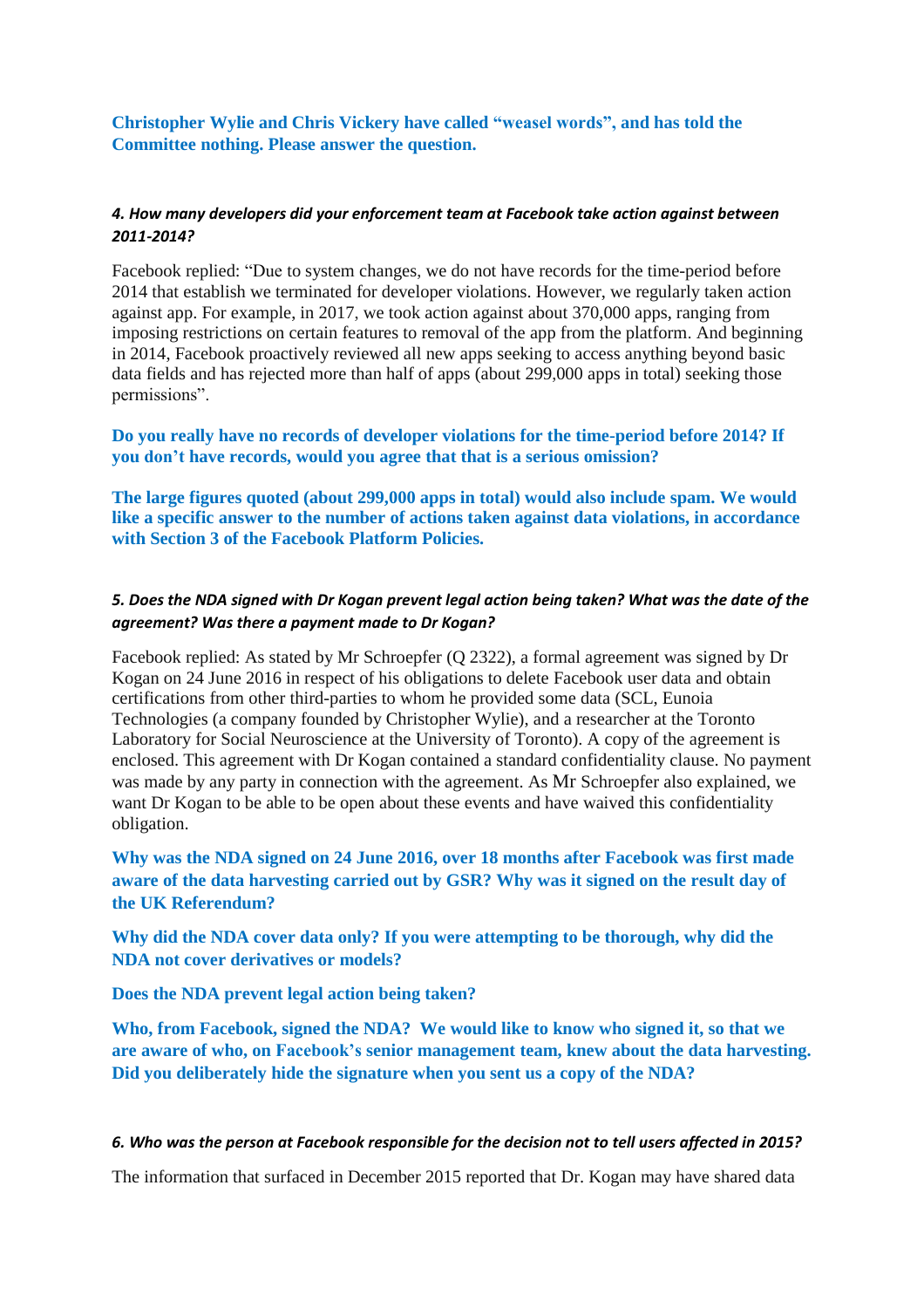**Christopher Wylie and Chris Vickery have called "weasel words", and has told the Committee nothing. Please answer the question.**

***4. How many developers did your enforcement team at Facebook take action against between 2011-2014?***

Facebook replied: "Due to system changes, we do not have records for the time-period before 2014 that establish we terminated for developer violations. However, we regularly taken action against app. For example, in 2017, we took action against about 370,000 apps, ranging from imposing restrictions on certain features to removal of the app from the platform. And beginning in 2014, Facebook proactively reviewed all new apps seeking to access anything beyond basic data fields and has rejected more than half of apps (about 299,000 apps in total) seeking those permissions".

**Do you really have no records of developer violations for the time-period before 2014? If you don't have records, would you agree that that is a serious omission?**

**The large figures quoted (about 299,000 apps in total) would also include spam. We would like a specific answer to the number of actions taken against data violations, in accordance with Section 3 of the Facebook Platform Policies.**

***5. Does the NDA signed with Dr Kogan prevent legal action being taken? What was the date of the agreement? Was there a payment made to Dr Kogan?***

Facebook replied: As stated by Mr Schroepfer (Q 2322), a formal agreement was signed by Dr Kogan on 24 June 2016 in respect of his obligations to delete Facebook user data and obtain certifications from other third-parties to whom he provided some data (SCL, Eunoia Technologies (a company founded by Christopher Wylie), and a researcher at the Toronto Laboratory for Social Neuroscience at the University of Toronto). A copy of the agreement is enclosed. This agreement with Dr Kogan contained a standard confidentiality clause. No payment was made by any party in connection with the agreement. As Mr Schroepfer also explained, we want Dr Kogan to be able to be open about these events and have waived this confidentiality obligation.

**Why was the NDA signed on 24 June 2016, over 18 months after Facebook was first made aware of the data harvesting carried out by GSR? Why was it signed on the result day of the UK Referendum?**

**Why did the NDA cover data only? If you were attempting to be thorough, why did the NDA not cover derivatives or models?**

**Does the NDA prevent legal action being taken?**

**Who, from Facebook, signed the NDA? We would like to know who signed it, so that we are aware of who, on Facebook's senior management team, knew about the data harvesting. Did you deliberately hide the signature when you sent us a copy of the NDA?**

***6. Who was the person at Facebook responsible for the decision not to tell users affected in 2015?***

The information that surfaced in December 2015 reported that Dr. Kogan may have shared data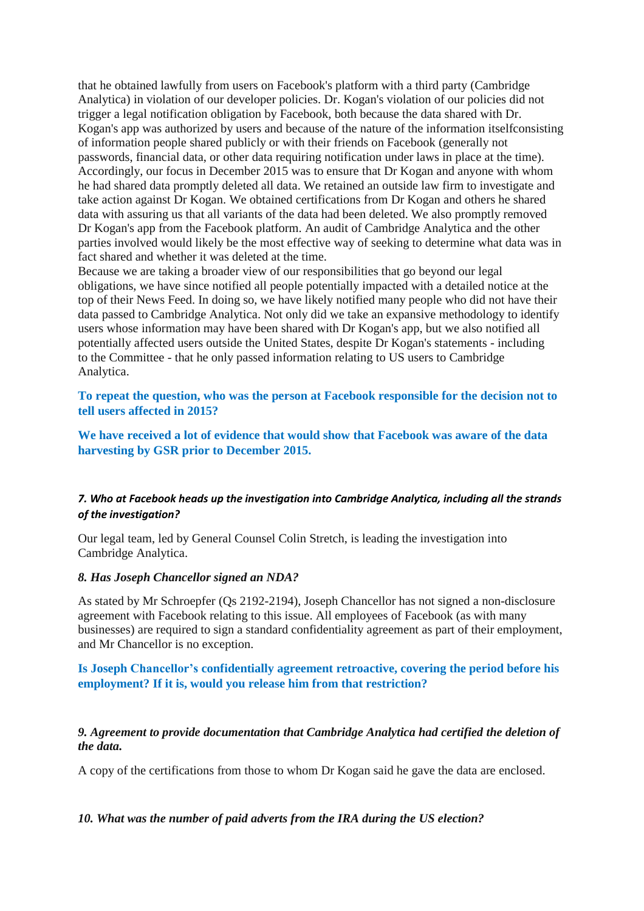that he obtained lawfully from users on Facebook's platform with a third party (Cambridge Analytica) in violation of our developer policies. Dr. Kogan's violation of our policies did not trigger a legal notification obligation by Facebook, both because the data shared with Dr. Kogan's app was authorized by users and because of the nature of the information itselfconsisting of information people shared publicly or with their friends on Facebook (generally not passwords, financial data, or other data requiring notification under laws in place at the time). Accordingly, our focus in December 2015 was to ensure that Dr Kogan and anyone with whom he had shared data promptly deleted all data. We retained an outside law firm to investigate and take action against Dr Kogan. We obtained certifications from Dr Kogan and others he shared data with assuring us that all variants of the data had been deleted. We also promptly removed Dr Kogan's app from the Facebook platform. An audit of Cambridge Analytica and the other parties involved would likely be the most effective way of seeking to determine what data was in fact shared and whether it was deleted at the time.

Because we are taking a broader view of our responsibilities that go beyond our legal obligations, we have since notified all people potentially impacted with a detailed notice at the top of their News Feed. In doing so, we have likely notified many people who did not have their data passed to Cambridge Analytica. Not only did we take an expansive methodology to identify users whose information may have been shared with Dr Kogan's app, but we also notified all potentially affected users outside the United States, despite Dr Kogan's statements - including to the Committee - that he only passed information relating to US users to Cambridge Analytica.

**To repeat the question, who was the person at Facebook responsible for the decision not to tell users affected in 2015?**

**We have received a lot of evidence that would show that Facebook was aware of the data harvesting by GSR prior to December 2015.**

***7. Who at Facebook heads up the investigation into Cambridge Analytica, including all the strands of the investigation?***

Our legal team, led by General Counsel Colin Stretch, is leading the investigation into Cambridge Analytica.

***8. Has Joseph Chancellor signed an NDA?***

As stated by Mr Schroepfer (Qs 2192-2194), Joseph Chancellor has not signed a non-disclosure agreement with Facebook relating to this issue. All employees of Facebook (as with many businesses) are required to sign a standard confidentiality agreement as part of their employment, and Mr Chancellor is no exception.

**Is Joseph Chancellor's confidentially agreement retroactive, covering the period before his employment? If it is, would you release him from that restriction?**

***9. Agreement to provide documentation that Cambridge Analytica had certified the deletion of the data.***

A copy of the certifications from those to whom Dr Kogan said he gave the data are enclosed.

***10. What was the number of paid adverts from the IRA during the US election?***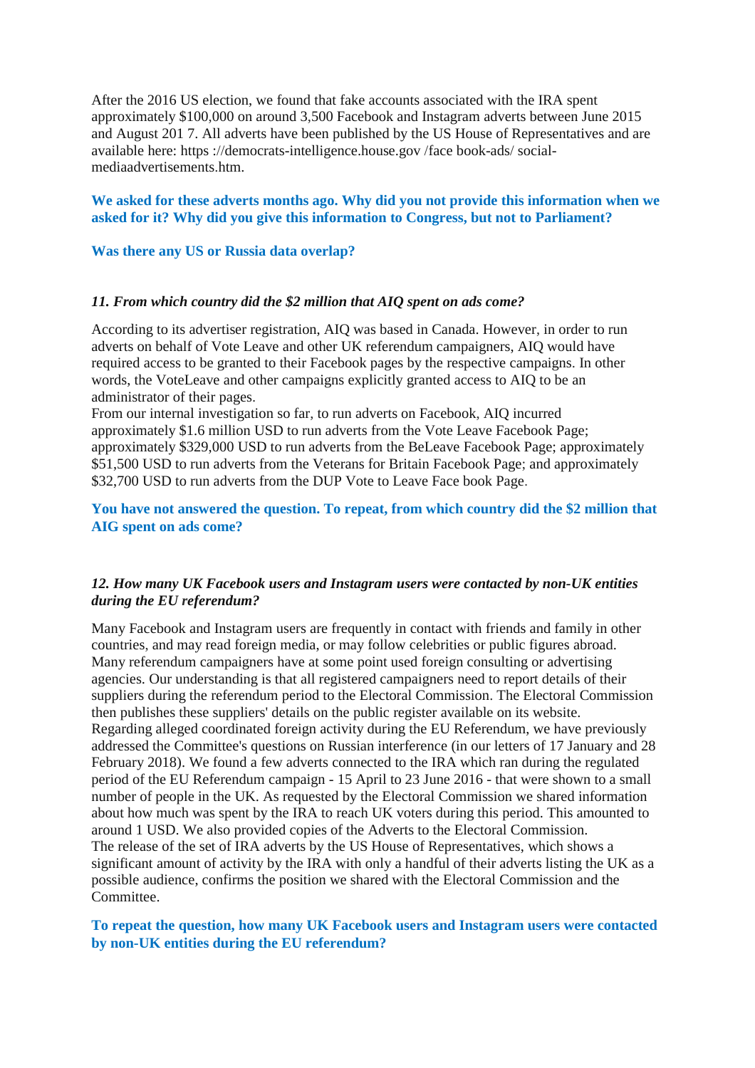After the 2016 US election, we found that fake accounts associated with the IRA spent approximately $100,000 on around 3,500 Facebook and Instagram adverts between June 2015 and August 201 7. All adverts have been published by the US House of Representatives and are available here: https ://democrats-intelligence.house.gov /face book-ads/ social-mediaadvertisements.htm.

**We asked for these adverts months ago. Why did you not provide this information when we asked for it? Why did you give this information to Congress, but not to Parliament?**

**Was there any US or Russia data overlap?**

***11. From which country did the $2 million that AIQ spent on ads come?***

According to its advertiser registration, AIQ was based in Canada. However, in order to run adverts on behalf of Vote Leave and other UK referendum campaigners, AIQ would have required access to be granted to their Facebook pages by the respective campaigns. In other words, the VoteLeave and other campaigns explicitly granted access to AIQ to be an administrator of their pages.
From our internal investigation so far, to run adverts on Facebook, AIQ incurred approximately $1.6 million USD to run adverts from the Vote Leave Facebook Page; approximately $329,000 USD to run adverts from the BeLeave Facebook Page; approximately $51,500 USD to run adverts from the Veterans for Britain Facebook Page; and approximately $32,700 USD to run adverts from the DUP Vote to Leave Face book Page.

**You have not answered the question. To repeat, from which country did the $2 million that AIG spent on ads come?**

***12. How many UK Facebook users and Instagram users were contacted by non-UK entities during the EU referendum?***

Many Facebook and Instagram users are frequently in contact with friends and family in other countries, and may read foreign media, or may follow celebrities or public figures abroad. Many referendum campaigners have at some point used foreign consulting or advertising agencies. Our understanding is that all registered campaigners need to report details of their suppliers during the referendum period to the Electoral Commission. The Electoral Commission then publishes these suppliers' details on the public register available on its website.
Regarding alleged coordinated foreign activity during the EU Referendum, we have previously addressed the Committee's questions on Russian interference (in our letters of 17 January and 28 February 2018). We found a few adverts connected to the IRA which ran during the regulated period of the EU Referendum campaign - 15 April to 23 June 2016 - that were shown to a small number of people in the UK. As requested by the Electoral Commission we shared information about how much was spent by the IRA to reach UK voters during this period. This amounted to around 1 USD. We also provided copies of the Adverts to the Electoral Commission.
The release of the set of IRA adverts by the US House of Representatives, which shows a significant amount of activity by the IRA with only a handful of their adverts listing the UK as a possible audience, confirms the position we shared with the Electoral Commission and the Committee.

**To repeat the question, how many UK Facebook users and Instagram users were contacted by non-UK entities during the EU referendum?**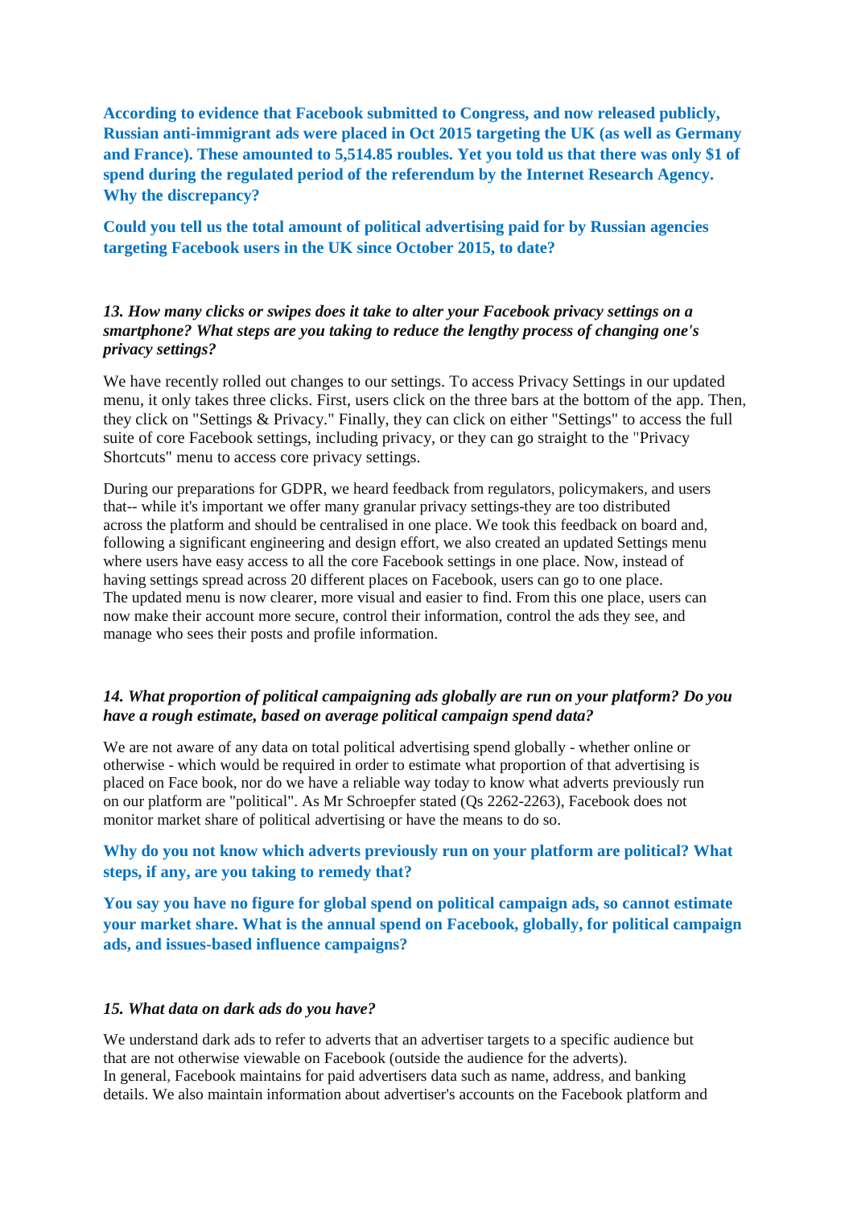**According to evidence that Facebook submitted to Congress, and now released publicly, Russian anti-immigrant ads were placed in Oct 2015 targeting the UK (as well as Germany and France). These amounted to 5,514.85 roubles. Yet you told us that there was only $1 of spend during the regulated period of the referendum by the Internet Research Agency. Why the discrepancy?**

**Could you tell us the total amount of political advertising paid for by Russian agencies targeting Facebook users in the UK since October 2015, to date?**

***13. How many clicks or swipes does it take to alter your Facebook privacy settings on a smartphone? What steps are you taking to reduce the lengthy process of changing one's privacy settings?***

We have recently rolled out changes to our settings. To access Privacy Settings in our updated menu, it only takes three clicks. First, users click on the three bars at the bottom of the app. Then, they click on "Settings & Privacy." Finally, they can click on either "Settings" to access the full suite of core Facebook settings, including privacy, or they can go straight to the "Privacy Shortcuts" menu to access core privacy settings.

During our preparations for GDPR, we heard feedback from regulators, policymakers, and users that-- while it's important we offer many granular privacy settings-they are too distributed across the platform and should be centralised in one place. We took this feedback on board and, following a significant engineering and design effort, we also created an updated Settings menu where users have easy access to all the core Facebook settings in one place. Now, instead of having settings spread across 20 different places on Facebook, users can go to one place. The updated menu is now clearer, more visual and easier to find. From this one place, users can now make their account more secure, control their information, control the ads they see, and manage who sees their posts and profile information.

***14. What proportion of political campaigning ads globally are run on your platform? Do you have a rough estimate, based on average political campaign spend data?***

We are not aware of any data on total political advertising spend globally - whether online or otherwise - which would be required in order to estimate what proportion of that advertising is placed on Face book, nor do we have a reliable way today to know what adverts previously run on our platform are "political". As Mr Schroepfer stated (Qs 2262-2263), Facebook does not monitor market share of political advertising or have the means to do so.

**Why do you not know which adverts previously run on your platform are political? What steps, if any, are you taking to remedy that?**

**You say you have no figure for global spend on political campaign ads, so cannot estimate your market share. What is the annual spend on Facebook, globally, for political campaign ads, and issues-based influence campaigns?**

***15. What data on dark ads do you have?***

We understand dark ads to refer to adverts that an advertiser targets to a specific audience but that are not otherwise viewable on Facebook (outside the audience for the adverts). In general, Facebook maintains for paid advertisers data such as name, address, and banking details. We also maintain information about advertiser's accounts on the Facebook platform and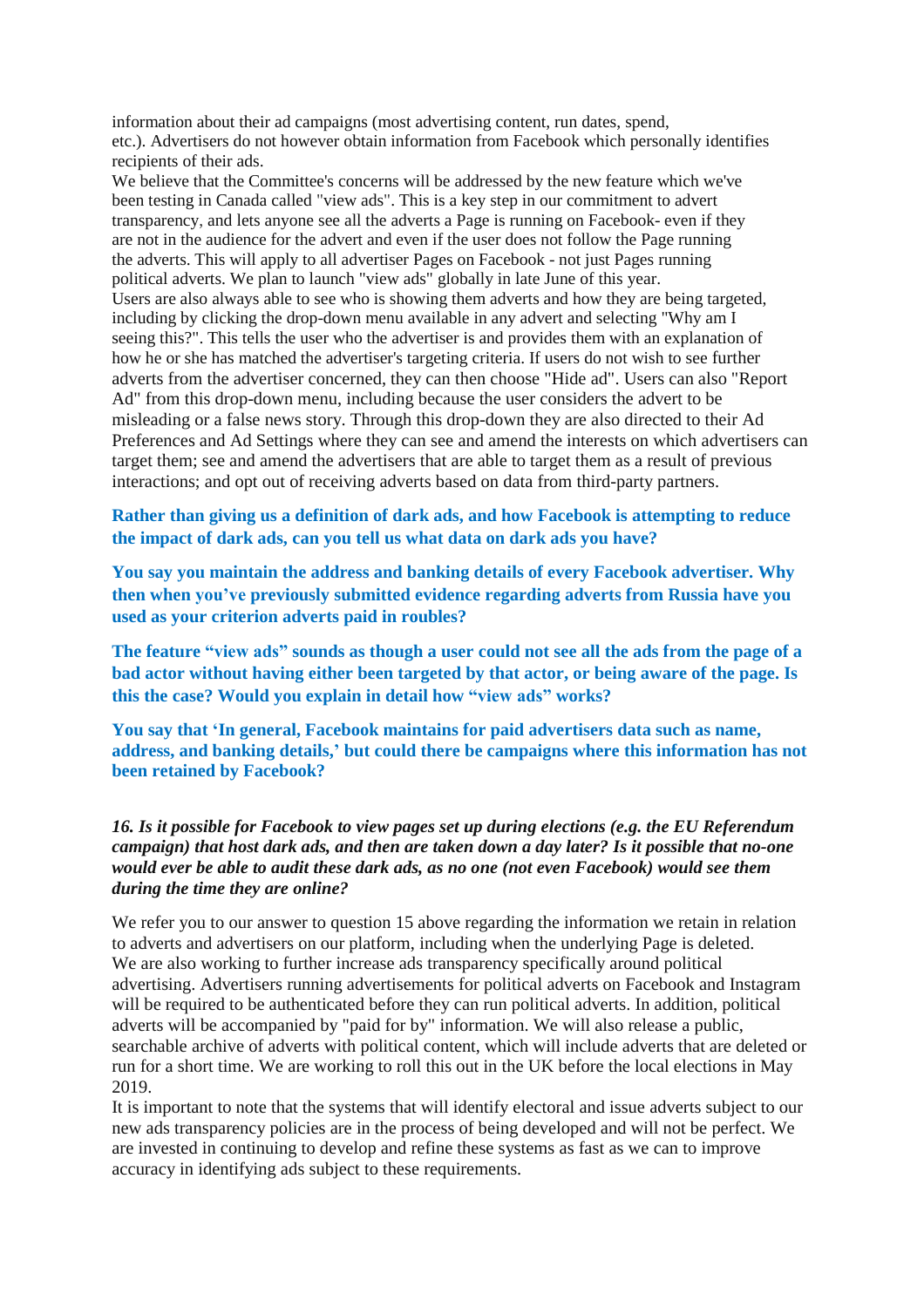information about their ad campaigns (most advertising content, run dates, spend, etc.). Advertisers do not however obtain information from Facebook which personally identifies recipients of their ads.

We believe that the Committee's concerns will be addressed by the new feature which we've been testing in Canada called "view ads". This is a key step in our commitment to advert transparency, and lets anyone see all the adverts a Page is running on Facebook- even if they are not in the audience for the advert and even if the user does not follow the Page running the adverts. This will apply to all advertiser Pages on Facebook - not just Pages running political adverts. We plan to launch "view ads" globally in late June of this year.

Users are also always able to see who is showing them adverts and how they are being targeted, including by clicking the drop-down menu available in any advert and selecting "Why am I seeing this?". This tells the user who the advertiser is and provides them with an explanation of how he or she has matched the advertiser's targeting criteria. If users do not wish to see further adverts from the advertiser concerned, they can then choose "Hide ad". Users can also "Report Ad" from this drop-down menu, including because the user considers the advert to be misleading or a false news story. Through this drop-down they are also directed to their Ad Preferences and Ad Settings where they can see and amend the interests on which advertisers can target them; see and amend the advertisers that are able to target them as a result of previous interactions; and opt out of receiving adverts based on data from third-party partners.

**Rather than giving us a definition of dark ads, and how Facebook is attempting to reduce the impact of dark ads, can you tell us what data on dark ads you have?**

**You say you maintain the address and banking details of every Facebook advertiser. Why then when you've previously submitted evidence regarding adverts from Russia have you used as your criterion adverts paid in roubles?**

**The feature "view ads" sounds as though a user could not see all the ads from the page of a bad actor without having either been targeted by that actor, or being aware of the page. Is this the case? Would you explain in detail how "view ads" works?**

**You say that 'In general, Facebook maintains for paid advertisers data such as name, address, and banking details,' but could there be campaigns where this information has not been retained by Facebook?**

***16. Is it possible for Facebook to view pages set up during elections (e.g. the EU Referendum campaign) that host dark ads, and then are taken down a day later? Is it possible that no-one would ever be able to audit these dark ads, as no one (not even Facebook) would see them during the time they are online?***

We refer you to our answer to question 15 above regarding the information we retain in relation to adverts and advertisers on our platform, including when the underlying Page is deleted.

We are also working to further increase ads transparency specifically around political advertising. Advertisers running advertisements for political adverts on Facebook and Instagram will be required to be authenticated before they can run political adverts. In addition, political adverts will be accompanied by "paid for by" information. We will also release a public, searchable archive of adverts with political content, which will include adverts that are deleted or run for a short time. We are working to roll this out in the UK before the local elections in May 2019.

It is important to note that the systems that will identify electoral and issue adverts subject to our new ads transparency policies are in the process of being developed and will not be perfect. We are invested in continuing to develop and refine these systems as fast as we can to improve accuracy in identifying ads subject to these requirements.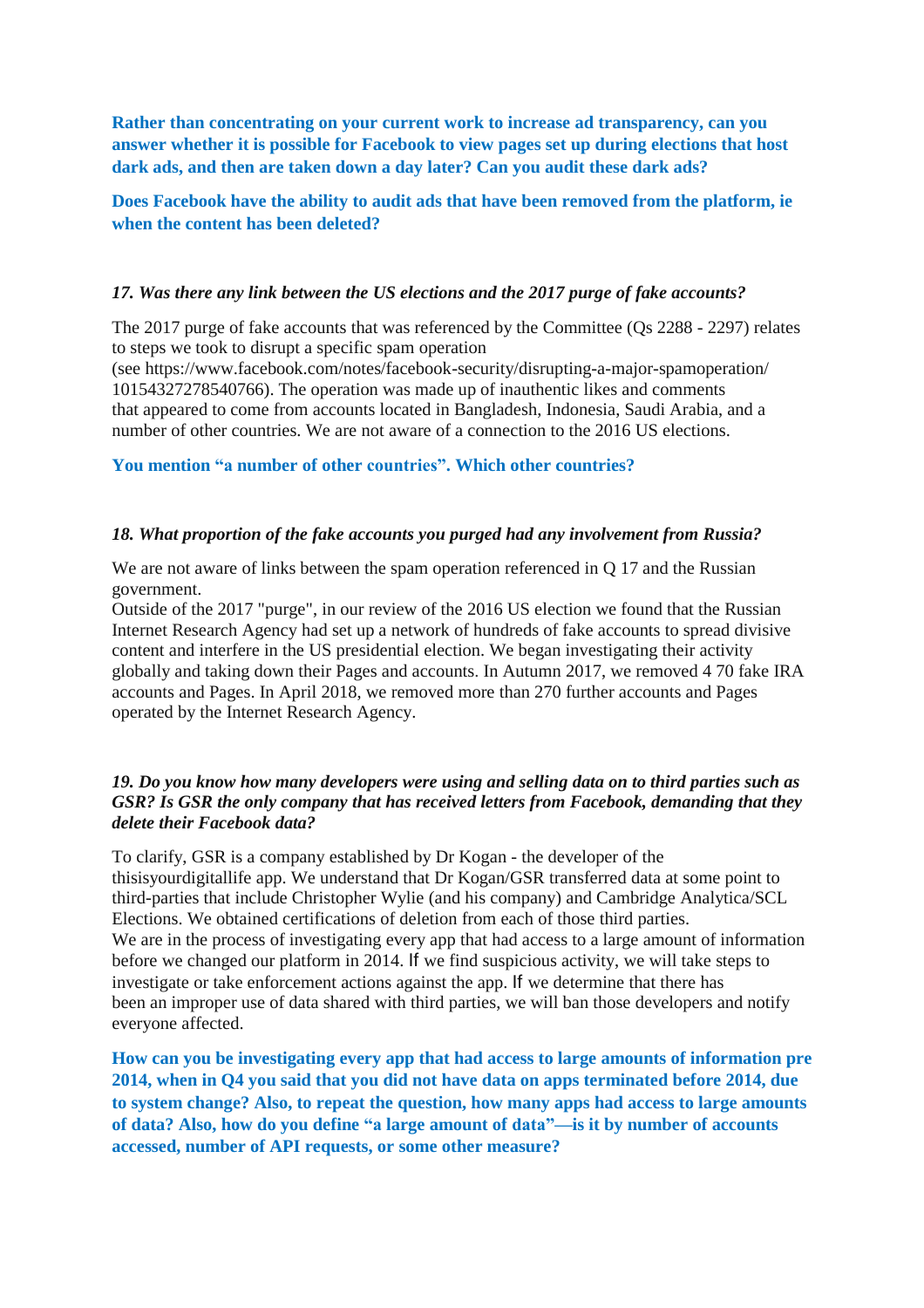**Rather than concentrating on your current work to increase ad transparency, can you answer whether it is possible for Facebook to view pages set up during elections that host dark ads, and then are taken down a day later? Can you audit these dark ads?**

**Does Facebook have the ability to audit ads that have been removed from the platform, ie when the content has been deleted?**

***17. Was there any link between the US elections and the 2017 purge of fake accounts?***

The 2017 purge of fake accounts that was referenced by the Committee (Qs 2288 - 2297) relates to steps we took to disrupt a specific spam operation (see https://www.facebook.com/notes/facebook-security/disrupting-a-major-spamoperation/10154327278540766). The operation was made up of inauthentic likes and comments that appeared to come from accounts located in Bangladesh, Indonesia, Saudi Arabia, and a number of other countries. We are not aware of a connection to the 2016 US elections.

**You mention "a number of other countries". Which other countries?**

***18. What proportion of the fake accounts you purged had any involvement from Russia?***

We are not aware of links between the spam operation referenced in Q 17 and the Russian government.

Outside of the 2017 "purge", in our review of the 2016 US election we found that the Russian Internet Research Agency had set up a network of hundreds of fake accounts to spread divisive content and interfere in the US presidential election. We began investigating their activity globally and taking down their Pages and accounts. In Autumn 2017, we removed 4 70 fake IRA accounts and Pages. In April 2018, we removed more than 270 further accounts and Pages operated by the Internet Research Agency.

***19. Do you know how many developers were using and selling data on to third parties such as GSR? Is GSR the only company that has received letters from Facebook, demanding that they delete their Facebook data?***

To clarify, GSR is a company established by Dr Kogan - the developer of the thisisyourdigitallife app. We understand that Dr Kogan/GSR transferred data at some point to third-parties that include Christopher Wylie (and his company) and Cambridge Analytica/SCL Elections. We obtained certifications of deletion from each of those third parties.

We are in the process of investigating every app that had access to a large amount of information before we changed our platform in 2014. If we find suspicious activity, we will take steps to investigate or take enforcement actions against the app. If we determine that there has been an improper use of data shared with third parties, we will ban those developers and notify everyone affected.

**How can you be investigating every app that had access to large amounts of information pre 2014, when in Q4 you said that you did not have data on apps terminated before 2014, due to system change? Also, to repeat the question, how many apps had access to large amounts of data? Also, how do you define "a large amount of data"—is it by number of accounts accessed, number of API requests, or some other measure?**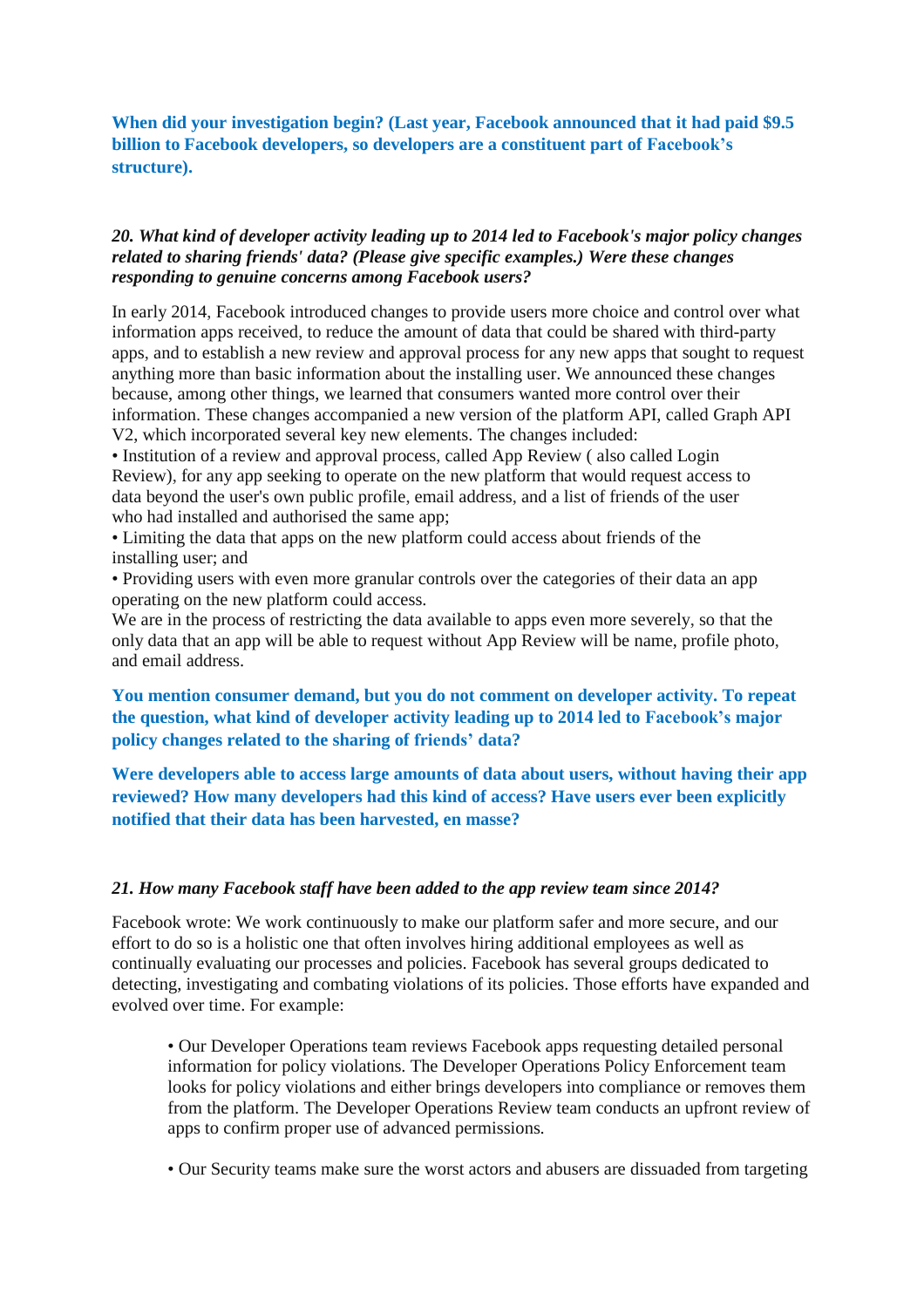**When did your investigation begin? (Last year, Facebook announced that it had paid $9.5 billion to Facebook developers, so developers are a constituent part of Facebook's structure).**

*20. What kind of developer activity leading up to 2014 led to Facebook's major policy changes related to sharing friends' data? (Please give specific examples.) Were these changes responding to genuine concerns among Facebook users?*

In early 2014, Facebook introduced changes to provide users more choice and control over what information apps received, to reduce the amount of data that could be shared with third-party apps, and to establish a new review and approval process for any new apps that sought to request anything more than basic information about the installing user. We announced these changes because, among other things, we learned that consumers wanted more control over their information. These changes accompanied a new version of the platform API, called Graph API V2, which incorporated several key new elements. The changes included:

- Institution of a review and approval process, called App Review ( also called Login Review), for any app seeking to operate on the new platform that would request access to data beyond the user's own public profile, email address, and a list of friends of the user who had installed and authorised the same app;
- Limiting the data that apps on the new platform could access about friends of the installing user; and
- Providing users with even more granular controls over the categories of their data an app operating on the new platform could access.

We are in the process of restricting the data available to apps even more severely, so that the only data that an app will be able to request without App Review will be name, profile photo, and email address.

**You mention consumer demand, but you do not comment on developer activity. To repeat the question, what kind of developer activity leading up to 2014 led to Facebook's major policy changes related to the sharing of friends' data?**

**Were developers able to access large amounts of data about users, without having their app reviewed? How many developers had this kind of access? Have users ever been explicitly notified that their data has been harvested, en masse?**

*21. How many Facebook staff have been added to the app review team since 2014?*

Facebook wrote: We work continuously to make our platform safer and more secure, and our effort to do so is a holistic one that often involves hiring additional employees as well as continually evaluating our processes and policies. Facebook has several groups dedicated to detecting, investigating and combating violations of its policies. Those efforts have expanded and evolved over time. For example:

- Our Developer Operations team reviews Facebook apps requesting detailed personal information for policy violations. The Developer Operations Policy Enforcement team looks for policy violations and either brings developers into compliance or removes them from the platform. The Developer Operations Review team conducts an upfront review of apps to confirm proper use of advanced permissions.

- Our Security teams make sure the worst actors and abusers are dissuaded from targeting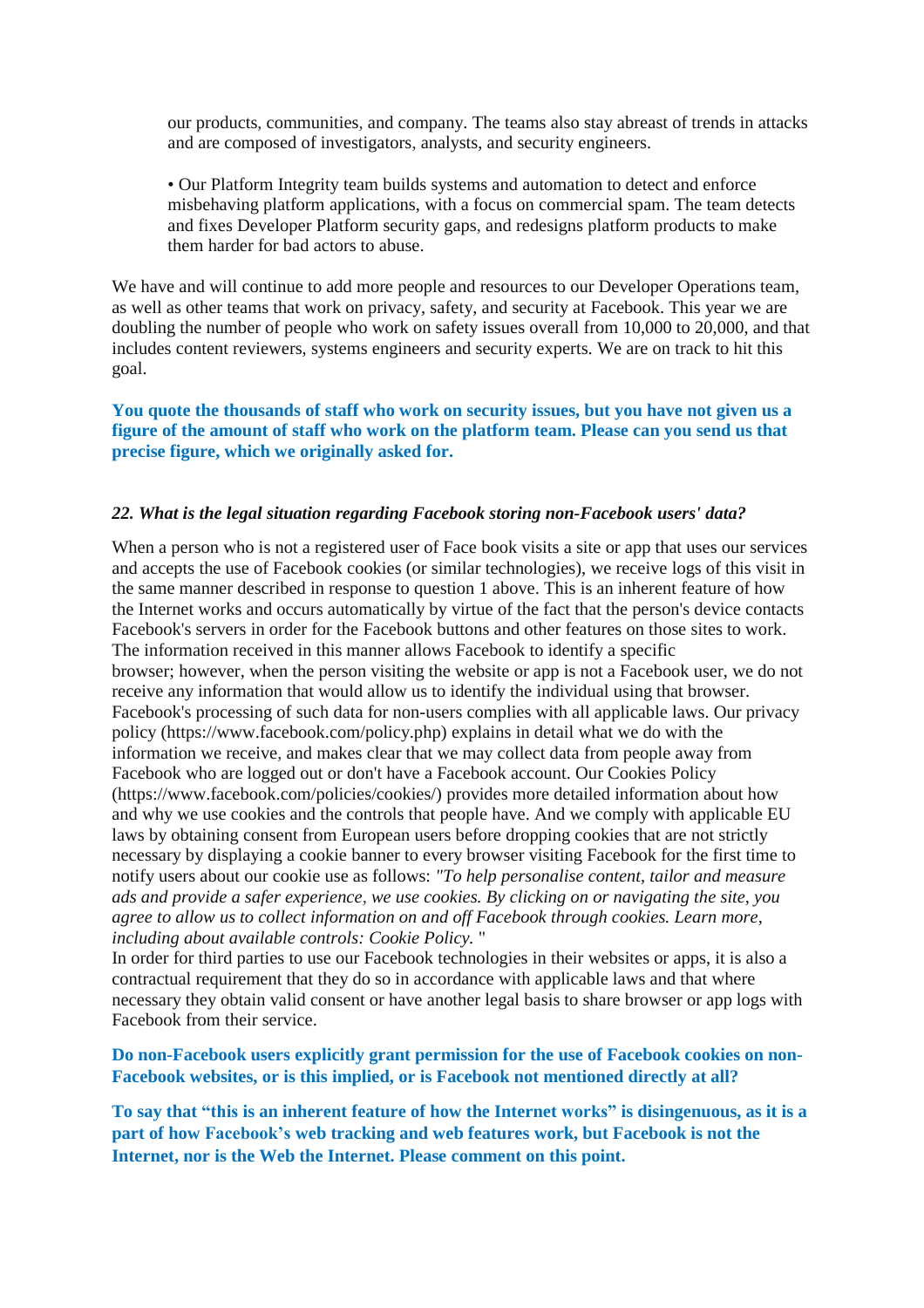our products, communities, and company. The teams also stay abreast of trends in attacks and are composed of investigators, analysts, and security engineers.

• Our Platform Integrity team builds systems and automation to detect and enforce misbehaving platform applications, with a focus on commercial spam. The team detects and fixes Developer Platform security gaps, and redesigns platform products to make them harder for bad actors to abuse.

We have and will continue to add more people and resources to our Developer Operations team, as well as other teams that work on privacy, safety, and security at Facebook. This year we are doubling the number of people who work on safety issues overall from 10,000 to 20,000, and that includes content reviewers, systems engineers and security experts. We are on track to hit this goal.

**You quote the thousands of staff who work on security issues, but you have not given us a figure of the amount of staff who work on the platform team. Please can you send us that precise figure, which we originally asked for.**

*22. What is the legal situation regarding Facebook storing non-Facebook users' data?*

When a person who is not a registered user of Face book visits a site or app that uses our services and accepts the use of Facebook cookies (or similar technologies), we receive logs of this visit in the same manner described in response to question 1 above. This is an inherent feature of how the Internet works and occurs automatically by virtue of the fact that the person's device contacts Facebook's servers in order for the Facebook buttons and other features on those sites to work. The information received in this manner allows Facebook to identify a specific browser; however, when the person visiting the website or app is not a Facebook user, we do not receive any information that would allow us to identify the individual using that browser. Facebook's processing of such data for non-users complies with all applicable laws. Our privacy policy (https://www.facebook.com/policy.php) explains in detail what we do with the information we receive, and makes clear that we may collect data from people away from Facebook who are logged out or don't have a Facebook account. Our Cookies Policy (https://www.facebook.com/policies/cookies/) provides more detailed information about how and why we use cookies and the controls that people have. And we comply with applicable EU laws by obtaining consent from European users before dropping cookies that are not strictly necessary by displaying a cookie banner to every browser visiting Facebook for the first time to notify users about our cookie use as follows: *"To help personalise content, tailor and measure ads and provide a safer experience, we use cookies. By clicking on or navigating the site, you agree to allow us to collect information on and off Facebook through cookies. Learn more, including about available controls: Cookie Policy.* "
In order for third parties to use our Facebook technologies in their websites or apps, it is also a contractual requirement that they do so in accordance with applicable laws and that where necessary they obtain valid consent or have another legal basis to share browser or app logs with Facebook from their service.

**Do non-Facebook users explicitly grant permission for the use of Facebook cookies on non-Facebook websites, or is this implied, or is Facebook not mentioned directly at all?**

**To say that "this is an inherent feature of how the Internet works" is disingenuous, as it is a part of how Facebook's web tracking and web features work, but Facebook is not the Internet, nor is the Web the Internet. Please comment on this point.**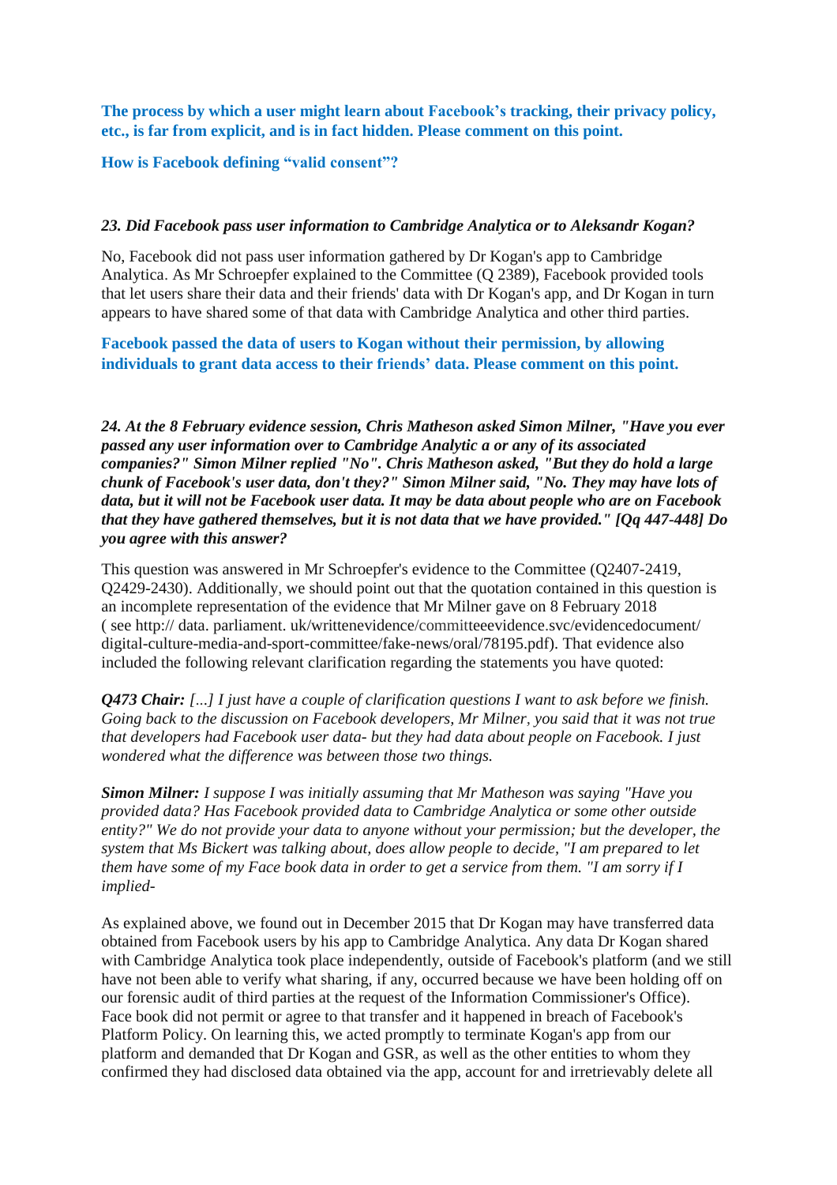**The process by which a user might learn about Facebook's tracking, their privacy policy, etc., is far from explicit, and is in fact hidden. Please comment on this point.**

**How is Facebook defining "valid consent"?**

***23. Did Facebook pass user information to Cambridge Analytica or to Aleksandr Kogan?***

No, Facebook did not pass user information gathered by Dr Kogan's app to Cambridge Analytica. As Mr Schroepfer explained to the Committee (Q 2389), Facebook provided tools that let users share their data and their friends' data with Dr Kogan's app, and Dr Kogan in turn appears to have shared some of that data with Cambridge Analytica and other third parties.

**Facebook passed the data of users to Kogan without their permission, by allowing individuals to grant data access to their friends' data. Please comment on this point.**

***24. At the 8 February evidence session, Chris Matheson asked Simon Milner, "Have you ever passed any user information over to Cambridge Analytic a or any of its associated companies?" Simon Milner replied "No". Chris Matheson asked, "But they do hold a large chunk of Facebook's user data, don't they?" Simon Milner said, "No. They may have lots of data, but it will not be Facebook user data. It may be data about people who are on Facebook that they have gathered themselves, but it is not data that we have provided." [Qq 447-448] Do you agree with this answer?***

This question was answered in Mr Schroepfer's evidence to the Committee (Q2407-2419, Q2429-2430). Additionally, we should point out that the quotation contained in this question is an incomplete representation of the evidence that Mr Milner gave on 8 February 2018 ( see http:// data. parliament. uk/writtenevidence/committeeevidence.svc/evidencedocument/ digital-culture-media-and-sport-committee/fake-news/oral/78195.pdf). That evidence also included the following relevant clarification regarding the statements you have quoted:

***Q473 Chair:*** *[...] I just have a couple of clarification questions I want to ask before we finish. Going back to the discussion on Facebook developers, Mr Milner, you said that it was not true that developers had Facebook user data- but they had data about people on Facebook. I just wondered what the difference was between those two things.*

***Simon Milner:*** *I suppose I was initially assuming that Mr Matheson was saying "Have you provided data? Has Facebook provided data to Cambridge Analytica or some other outside entity?" We do not provide your data to anyone without your permission; but the developer, the system that Ms Bickert was talking about, does allow people to decide, "I am prepared to let them have some of my Face book data in order to get a service from them. "I am sorry if I implied-*

As explained above, we found out in December 2015 that Dr Kogan may have transferred data obtained from Facebook users by his app to Cambridge Analytica. Any data Dr Kogan shared with Cambridge Analytica took place independently, outside of Facebook's platform (and we still have not been able to verify what sharing, if any, occurred because we have been holding off on our forensic audit of third parties at the request of the Information Commissioner's Office). Face book did not permit or agree to that transfer and it happened in breach of Facebook's Platform Policy. On learning this, we acted promptly to terminate Kogan's app from our platform and demanded that Dr Kogan and GSR, as well as the other entities to whom they confirmed they had disclosed data obtained via the app, account for and irretrievably delete all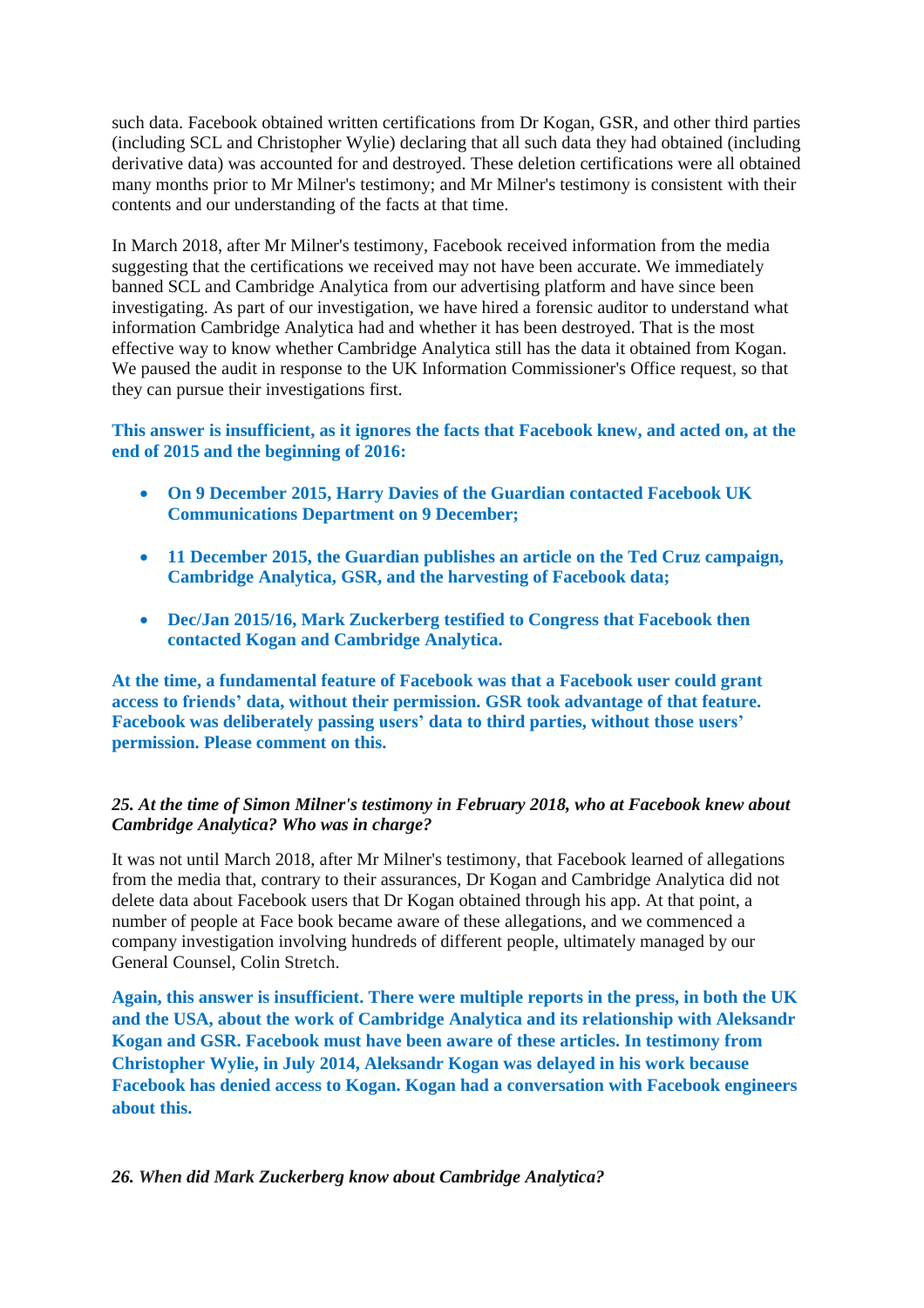such data. Facebook obtained written certifications from Dr Kogan, GSR, and other third parties (including SCL and Christopher Wylie) declaring that all such data they had obtained (including derivative data) was accounted for and destroyed. These deletion certifications were all obtained many months prior to Mr Milner's testimony; and Mr Milner's testimony is consistent with their contents and our understanding of the facts at that time.

In March 2018, after Mr Milner's testimony, Facebook received information from the media suggesting that the certifications we received may not have been accurate. We immediately banned SCL and Cambridge Analytica from our advertising platform and have since been investigating. As part of our investigation, we have hired a forensic auditor to understand what information Cambridge Analytica had and whether it has been destroyed. That is the most effective way to know whether Cambridge Analytica still has the data it obtained from Kogan. We paused the audit in response to the UK Information Commissioner's Office request, so that they can pursue their investigations first.

**This answer is insufficient, as it ignores the facts that Facebook knew, and acted on, at the end of 2015 and the beginning of 2016:**

- **On 9 December 2015, Harry Davies of the Guardian contacted Facebook UK Communications Department on 9 December;**
- **11 December 2015, the Guardian publishes an article on the Ted Cruz campaign, Cambridge Analytica, GSR, and the harvesting of Facebook data;**
- **Dec/Jan 2015/16, Mark Zuckerberg testified to Congress that Facebook then contacted Kogan and Cambridge Analytica.**

**At the time, a fundamental feature of Facebook was that a Facebook user could grant access to friends' data, without their permission. GSR took advantage of that feature. Facebook was deliberately passing users' data to third parties, without those users' permission. Please comment on this.**

*25. At the time of Simon Milner's testimony in February 2018, who at Facebook knew about Cambridge Analytica? Who was in charge?*

It was not until March 2018, after Mr Milner's testimony, that Facebook learned of allegations from the media that, contrary to their assurances, Dr Kogan and Cambridge Analytica did not delete data about Facebook users that Dr Kogan obtained through his app. At that point, a number of people at Face book became aware of these allegations, and we commenced a company investigation involving hundreds of different people, ultimately managed by our General Counsel, Colin Stretch.

**Again, this answer is insufficient. There were multiple reports in the press, in both the UK and the USA, about the work of Cambridge Analytica and its relationship with Aleksandr Kogan and GSR. Facebook must have been aware of these articles. In testimony from Christopher Wylie, in July 2014, Aleksandr Kogan was delayed in his work because Facebook has denied access to Kogan. Kogan had a conversation with Facebook engineers about this.**

*26. When did Mark Zuckerberg know about Cambridge Analytica?*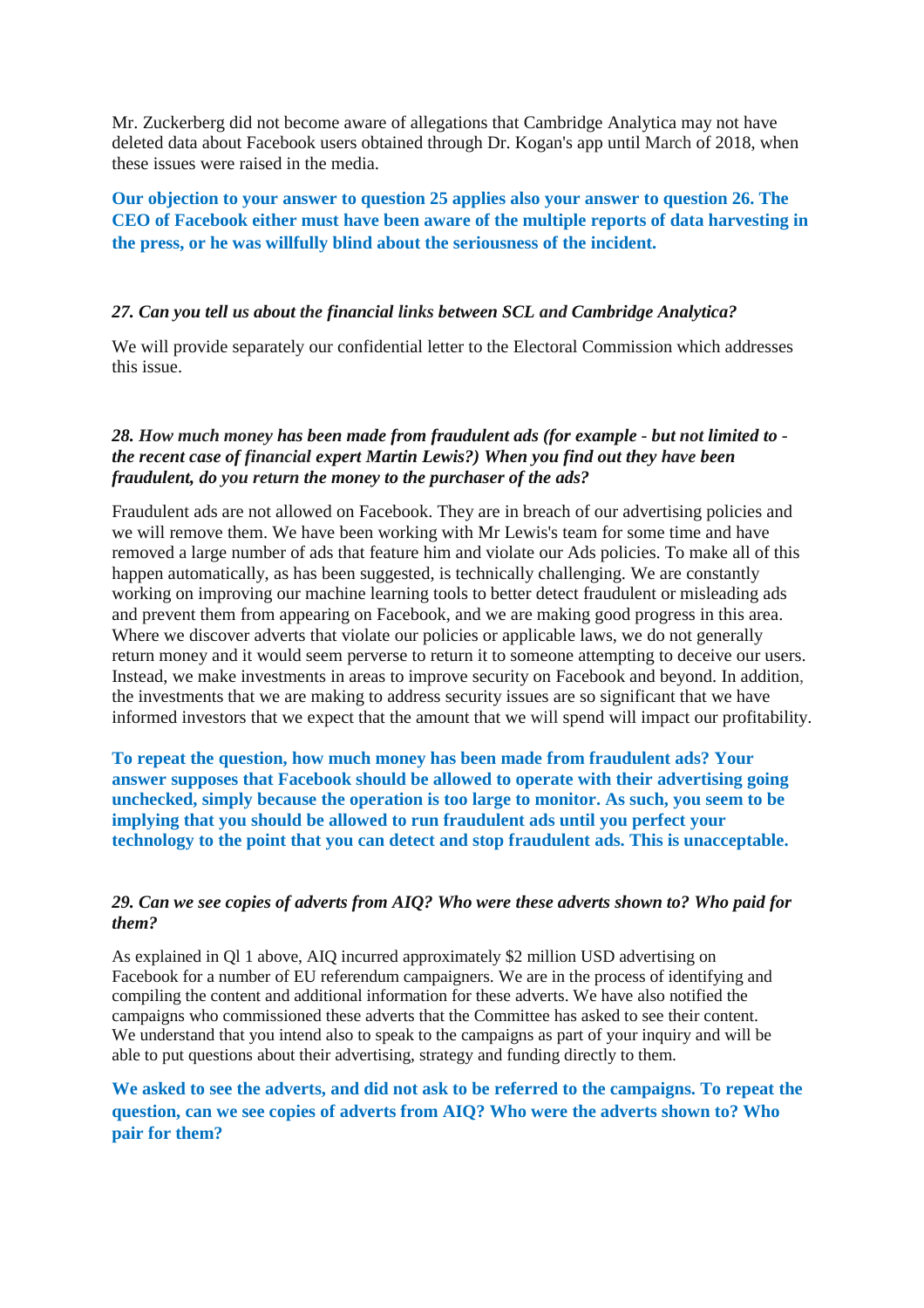Mr. Zuckerberg did not become aware of allegations that Cambridge Analytica may not have deleted data about Facebook users obtained through Dr. Kogan's app until March of 2018, when these issues were raised in the media.

**Our objection to your answer to question 25 applies also your answer to question 26. The CEO of Facebook either must have been aware of the multiple reports of data harvesting in the press, or he was willfully blind about the seriousness of the incident.**

*27. Can you tell us about the financial links between SCL and Cambridge Analytica?*

We will provide separately our confidential letter to the Electoral Commission which addresses this issue.

*28. How much money has been made from fraudulent ads (for example - but not limited to - the recent case of financial expert Martin Lewis?) When you find out they have been fraudulent, do you return the money to the purchaser of the ads?*

Fraudulent ads are not allowed on Facebook. They are in breach of our advertising policies and we will remove them. We have been working with Mr Lewis's team for some time and have removed a large number of ads that feature him and violate our Ads policies. To make all of this happen automatically, as has been suggested, is technically challenging. We are constantly working on improving our machine learning tools to better detect fraudulent or misleading ads and prevent them from appearing on Facebook, and we are making good progress in this area. Where we discover adverts that violate our policies or applicable laws, we do not generally return money and it would seem perverse to return it to someone attempting to deceive our users. Instead, we make investments in areas to improve security on Facebook and beyond. In addition, the investments that we are making to address security issues are so significant that we have informed investors that we expect that the amount that we will spend will impact our profitability.

**To repeat the question, how much money has been made from fraudulent ads? Your answer supposes that Facebook should be allowed to operate with their advertising going unchecked, simply because the operation is too large to monitor. As such, you seem to be implying that you should be allowed to run fraudulent ads until you perfect your technology to the point that you can detect and stop fraudulent ads. This is unacceptable.**

*29. Can we see copies of adverts from AIQ? Who were these adverts shown to? Who paid for them?*

As explained in Ql 1 above, AIQ incurred approximately $2 million USD advertising on Facebook for a number of EU referendum campaigners. We are in the process of identifying and compiling the content and additional information for these adverts. We have also notified the campaigns who commissioned these adverts that the Committee has asked to see their content. We understand that you intend also to speak to the campaigns as part of your inquiry and will be able to put questions about their advertising, strategy and funding directly to them.

**We asked to see the adverts, and did not ask to be referred to the campaigns. To repeat the question, can we see copies of adverts from AIQ? Who were the adverts shown to? Who pair for them?**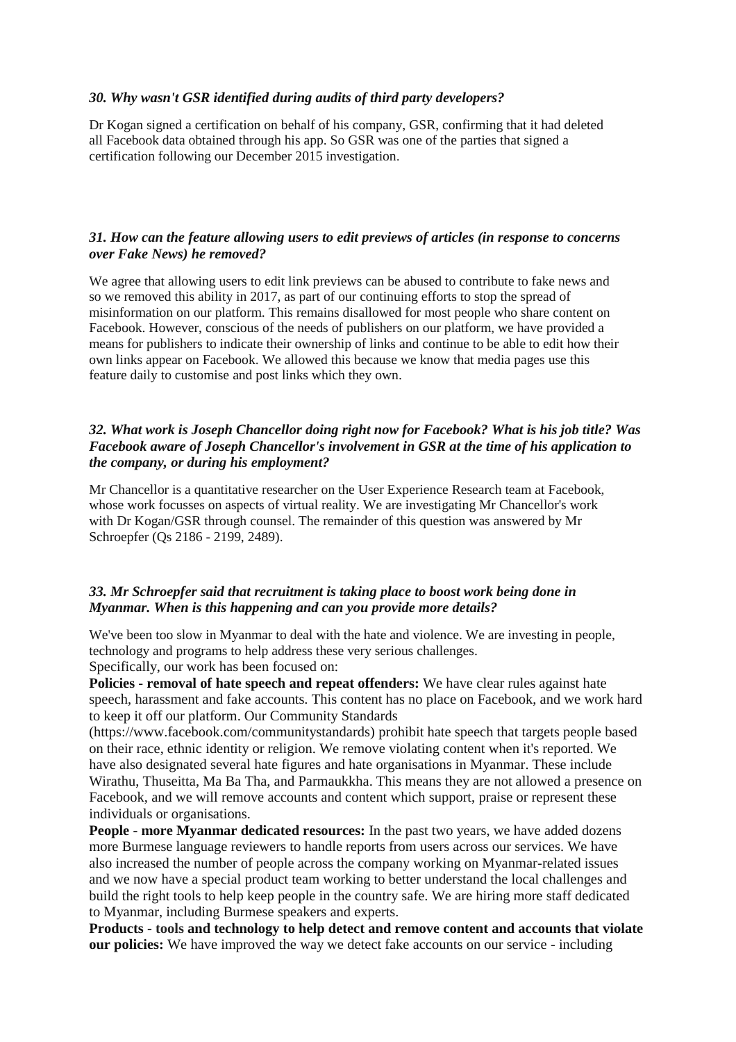***30. Why wasn't GSR identified during audits of third party developers?***

Dr Kogan signed a certification on behalf of his company, GSR, confirming that it had deleted all Facebook data obtained through his app. So GSR was one of the parties that signed a certification following our December 2015 investigation.

***31. How can the feature allowing users to edit previews of articles (in response to concerns over Fake News) he removed?***

We agree that allowing users to edit link previews can be abused to contribute to fake news and so we removed this ability in 2017, as part of our continuing efforts to stop the spread of misinformation on our platform. This remains disallowed for most people who share content on Facebook. However, conscious of the needs of publishers on our platform, we have provided a means for publishers to indicate their ownership of links and continue to be able to edit how their own links appear on Facebook. We allowed this because we know that media pages use this feature daily to customise and post links which they own.

***32. What work is Joseph Chancellor doing right now for Facebook? What is his job title? Was Facebook aware of Joseph Chancellor's involvement in GSR at the time of his application to the company, or during his employment?***

Mr Chancellor is a quantitative researcher on the User Experience Research team at Facebook, whose work focusses on aspects of virtual reality. We are investigating Mr Chancellor's work with Dr Kogan/GSR through counsel. The remainder of this question was answered by Mr Schroepfer (Qs 2186 - 2199, 2489).

***33. Mr Schroepfer said that recruitment is taking place to boost work being done in Myanmar. When is this happening and can you provide more details?***

We've been too slow in Myanmar to deal with the hate and violence. We are investing in people, technology and programs to help address these very serious challenges.
Specifically, our work has been focused on:

**Policies - removal of hate speech and repeat offenders:** We have clear rules against hate speech, harassment and fake accounts. This content has no place on Facebook, and we work hard to keep it off our platform. Our Community Standards (https://www.facebook.com/communitystandards) prohibit hate speech that targets people based on their race, ethnic identity or religion. We remove violating content when it's reported. We have also designated several hate figures and hate organisations in Myanmar. These include Wirathu, Thuseitta, Ma Ba Tha, and Parmaukkha. This means they are not allowed a presence on Facebook, and we will remove accounts and content which support, praise or represent these individuals or organisations.

**People - more Myanmar dedicated resources:** In the past two years, we have added dozens more Burmese language reviewers to handle reports from users across our services. We have also increased the number of people across the company working on Myanmar-related issues and we now have a special product team working to better understand the local challenges and build the right tools to help keep people in the country safe. We are hiring more staff dedicated to Myanmar, including Burmese speakers and experts.

**Products - tools and technology to help detect and remove content and accounts that violate our policies:** We have improved the way we detect fake accounts on our service - including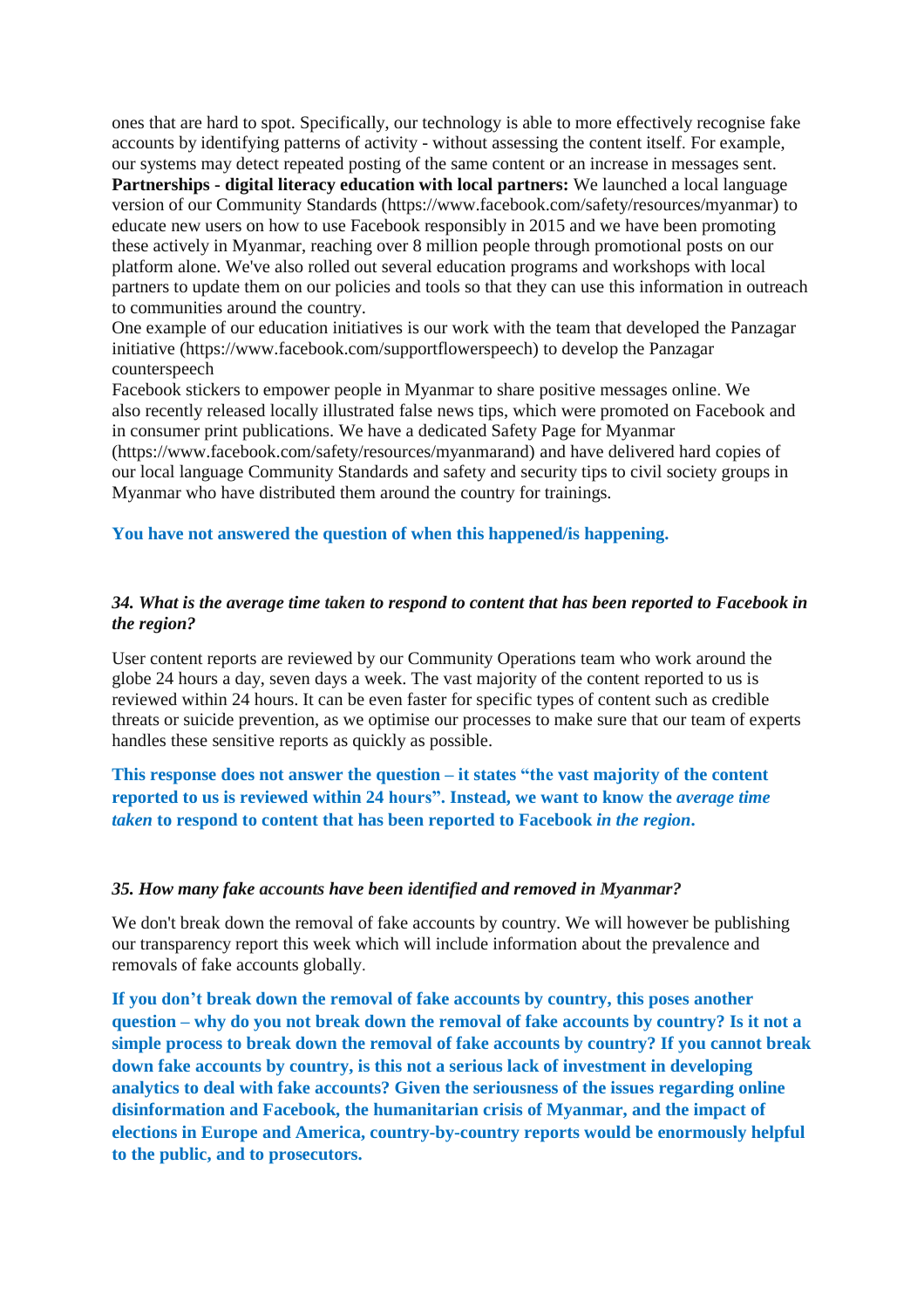ones that are hard to spot. Specifically, our technology is able to more effectively recognise fake accounts by identifying patterns of activity - without assessing the content itself. For example, our systems may detect repeated posting of the same content or an increase in messages sent.

**Partnerships - digital literacy education with local partners:** We launched a local language version of our Community Standards (https://www.facebook.com/safety/resources/myanmar) to educate new users on how to use Facebook responsibly in 2015 and we have been promoting these actively in Myanmar, reaching over 8 million people through promotional posts on our platform alone. We've also rolled out several education programs and workshops with local partners to update them on our policies and tools so that they can use this information in outreach to communities around the country.

One example of our education initiatives is our work with the team that developed the Panzagar initiative (https://www.facebook.com/supportflowerspeech) to develop the Panzagar counterspeech

Facebook stickers to empower people in Myanmar to share positive messages online. We also recently released locally illustrated false news tips, which were promoted on Facebook and in consumer print publications. We have a dedicated Safety Page for Myanmar (https://www.facebook.com/safety/resources/myanmarand) and have delivered hard copies of our local language Community Standards and safety and security tips to civil society groups in Myanmar who have distributed them around the country for trainings.

**You have not answered the question of when this happened/is happening.**

***34. What is the average time taken to respond to content that has been reported to Facebook in the region?***

User content reports are reviewed by our Community Operations team who work around the globe 24 hours a day, seven days a week. The vast majority of the content reported to us is reviewed within 24 hours. It can be even faster for specific types of content such as credible threats or suicide prevention, as we optimise our processes to make sure that our team of experts handles these sensitive reports as quickly as possible.

**This response does not answer the question – it states "the vast majority of the content reported to us is reviewed within 24 hours". Instead, we want to know the *average time taken* to respond to content that has been reported to Facebook *in the region*.**

***35. How many fake accounts have been identified and removed in Myanmar?***

We don't break down the removal of fake accounts by country. We will however be publishing our transparency report this week which will include information about the prevalence and removals of fake accounts globally.

**If you don't break down the removal of fake accounts by country, this poses another question – why do you not break down the removal of fake accounts by country? Is it not a simple process to break down the removal of fake accounts by country? If you cannot break down fake accounts by country, is this not a serious lack of investment in developing analytics to deal with fake accounts? Given the seriousness of the issues regarding online disinformation and Facebook, the humanitarian crisis of Myanmar, and the impact of elections in Europe and America, country-by-country reports would be enormously helpful to the public, and to prosecutors.**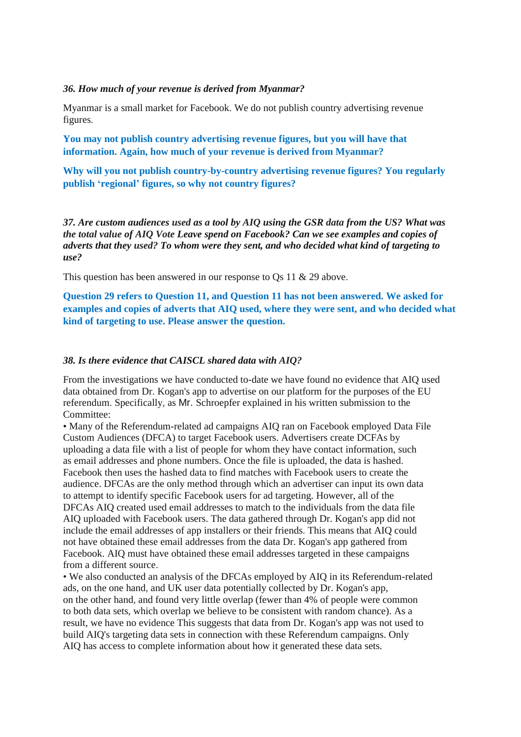***36. How much of your revenue is derived from Myanmar?***

Myanmar is a small market for Facebook. We do not publish country advertising revenue figures.

**You may not publish country advertising revenue figures, but you will have that information. Again, how much of your revenue is derived from Myanmar?**

**Why will you not publish country-by-country advertising revenue figures? You regularly publish 'regional' figures, so why not country figures?**

***37. Are custom audiences used as a tool by AIQ using the GSR data from the US? What was the total value of AIQ Vote Leave spend on Facebook? Can we see examples and copies of adverts that they used? To whom were they sent, and who decided what kind of targeting to use?***

This question has been answered in our response to Qs 11 & 29 above.

**Question 29 refers to Question 11, and Question 11 has not been answered. We asked for examples and copies of adverts that AIQ used, where they were sent, and who decided what kind of targeting to use. Please answer the question.**

***38. Is there evidence that CAISCL shared data with AIQ?***

From the investigations we have conducted to-date we have found no evidence that AIQ used data obtained from Dr. Kogan's app to advertise on our platform for the purposes of the EU referendum. Specifically, as Mr. Schroepfer explained in his written submission to the Committee:

- Many of the Referendum-related ad campaigns AIQ ran on Facebook employed Data File Custom Audiences (DFCA) to target Facebook users. Advertisers create DCFAs by uploading a data file with a list of people for whom they have contact information, such as email addresses and phone numbers. Once the file is uploaded, the data is hashed. Facebook then uses the hashed data to find matches with Facebook users to create the audience. DFCAs are the only method through which an advertiser can input its own data to attempt to identify specific Facebook users for ad targeting. However, all of the DFCAs AIQ created used email addresses to match to the individuals from the data file AIQ uploaded with Facebook users. The data gathered through Dr. Kogan's app did not include the email addresses of app installers or their friends. This means that AIQ could not have obtained these email addresses from the data Dr. Kogan's app gathered from Facebook. AIQ must have obtained these email addresses targeted in these campaigns from a different source.
- We also conducted an analysis of the DFCAs employed by AIQ in its Referendum-related ads, on the one hand, and UK user data potentially collected by Dr. Kogan's app, on the other hand, and found very little overlap (fewer than 4% of people were common to both data sets, which overlap we believe to be consistent with random chance). As a result, we have no evidence This suggests that data from Dr. Kogan's app was not used to build AIQ's targeting data sets in connection with these Referendum campaigns. Only AIQ has access to complete information about how it generated these data sets.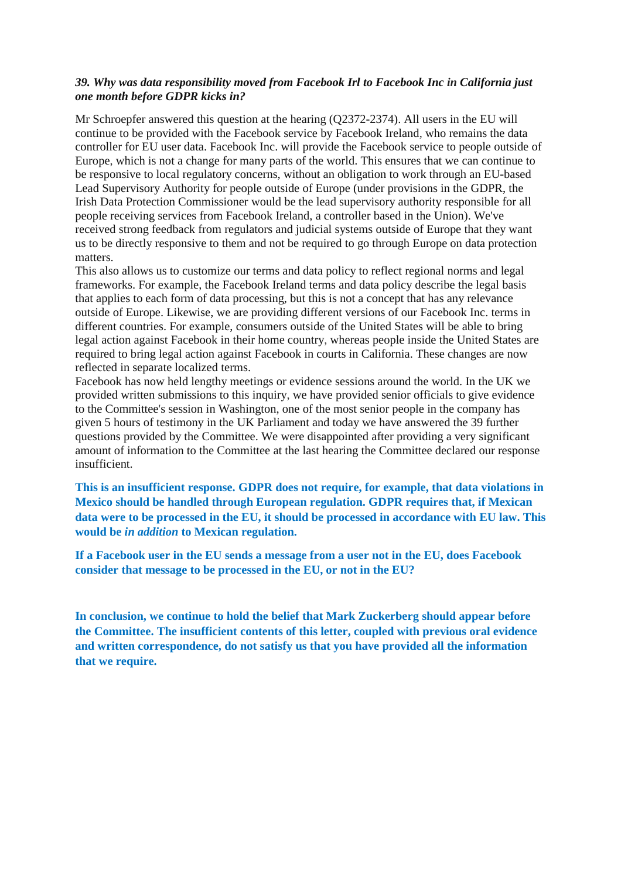***39. Why was data responsibility moved from Facebook Irl to Facebook Inc in California just one month before GDPR kicks in?***

Mr Schroepfer answered this question at the hearing (Q2372-2374). All users in the EU will continue to be provided with the Facebook service by Facebook Ireland, who remains the data controller for EU user data. Facebook Inc. will provide the Facebook service to people outside of Europe, which is not a change for many parts of the world. This ensures that we can continue to be responsive to local regulatory concerns, without an obligation to work through an EU-based Lead Supervisory Authority for people outside of Europe (under provisions in the GDPR, the Irish Data Protection Commissioner would be the lead supervisory authority responsible for all people receiving services from Facebook Ireland, a controller based in the Union). We've received strong feedback from regulators and judicial systems outside of Europe that they want us to be directly responsive to them and not be required to go through Europe on data protection matters.

This also allows us to customize our terms and data policy to reflect regional norms and legal frameworks. For example, the Facebook Ireland terms and data policy describe the legal basis that applies to each form of data processing, but this is not a concept that has any relevance outside of Europe. Likewise, we are providing different versions of our Facebook Inc. terms in different countries. For example, consumers outside of the United States will be able to bring legal action against Facebook in their home country, whereas people inside the United States are required to bring legal action against Facebook in courts in California. These changes are now reflected in separate localized terms.

Facebook has now held lengthy meetings or evidence sessions around the world. In the UK we provided written submissions to this inquiry, we have provided senior officials to give evidence to the Committee's session in Washington, one of the most senior people in the company has given 5 hours of testimony in the UK Parliament and today we have answered the 39 further questions provided by the Committee. We were disappointed after providing a very significant amount of information to the Committee at the last hearing the Committee declared our response insufficient.

**This is an insufficient response. GDPR does not require, for example, that data violations in Mexico should be handled through European regulation. GDPR requires that, if Mexican data were to be processed in the EU, it should be processed in accordance with EU law. This would be *in addition* to Mexican regulation.**

**If a Facebook user in the EU sends a message from a user not in the EU, does Facebook consider that message to be processed in the EU, or not in the EU?**

**In conclusion, we continue to hold the belief that Mark Zuckerberg should appear before the Committee. The insufficient contents of this letter, coupled with previous oral evidence and written correspondence, do not satisfy us that you have provided all the information that we require.**